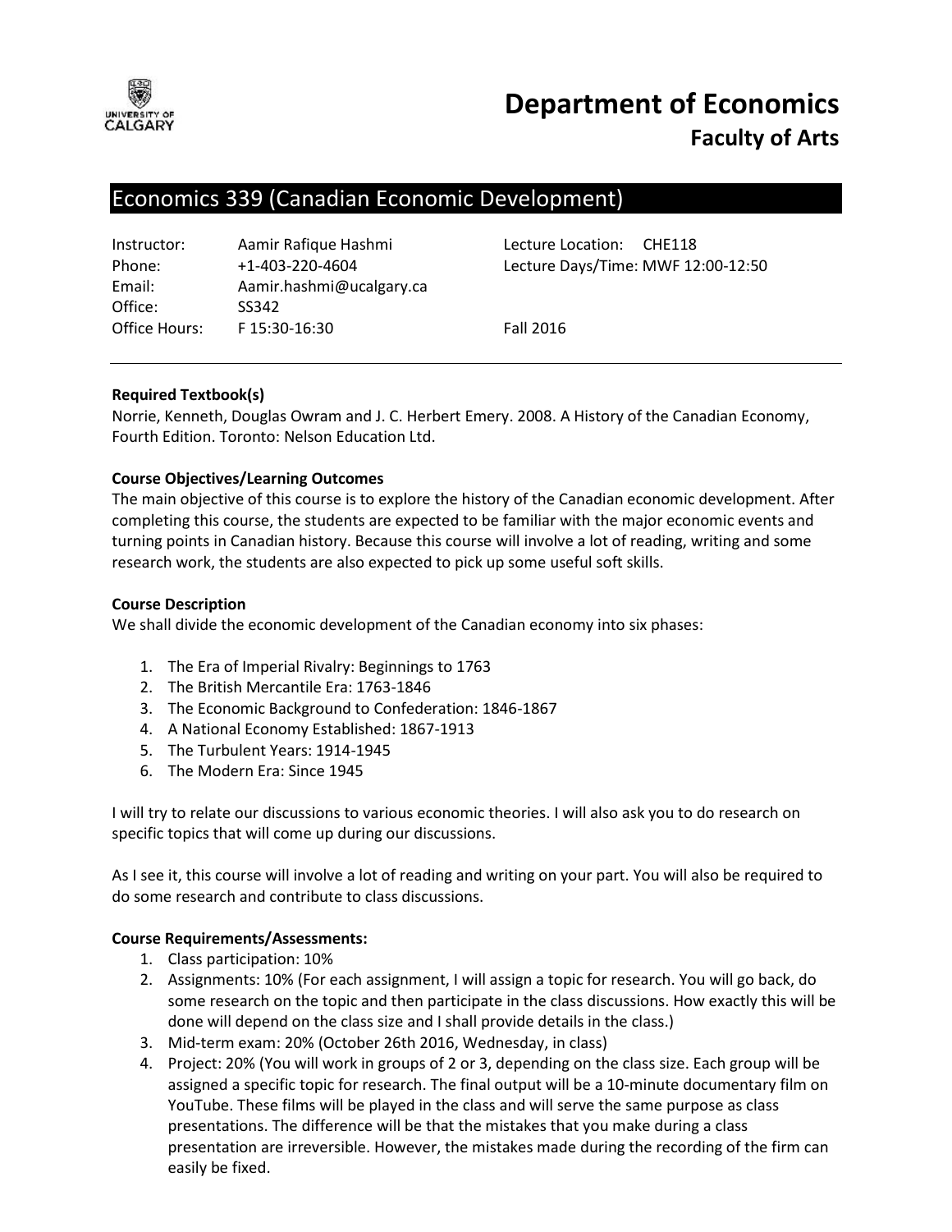# Department of Economics

## Faculty of Arts

## Economics 339 (Canadian Economic Development)

| | | | |
|---|---|---|---|
| Instructor: | Aamir Rafique Hashmi | Lecture Location: | CHE118 |
| Phone: | +1-403-220-4604 | Lecture Days/Time: | MWF 12:00-12:50 |
| Email: | Aamir.hashmi@ucalgary.ca | | |
| Office: | SS342 | | |
| Office Hours: | F 15:30-16:30 | Fall 2016 | |

**Required Textbook(s)**

Norrie, Kenneth, Douglas Owram and J. C. Herbert Emery. 2008. A History of the Canadian Economy, Fourth Edition. Toronto: Nelson Education Ltd.

**Course Objectives/Learning Outcomes**

The main objective of this course is to explore the history of the Canadian economic development. After completing this course, the students are expected to be familiar with the major economic events and turning points in Canadian history. Because this course will involve a lot of reading, writing and some research work, the students are also expected to pick up some useful soft skills.

**Course Description**

We shall divide the economic development of the Canadian economy into six phases:

1. The Era of Imperial Rivalry: Beginnings to 1763
2. The British Mercantile Era: 1763-1846
3. The Economic Background to Confederation: 1846-1867
4. A National Economy Established: 1867-1913
5. The Turbulent Years: 1914-1945
6. The Modern Era: Since 1945

I will try to relate our discussions to various economic theories. I will also ask you to do research on specific topics that will come up during our discussions.

As I see it, this course will involve a lot of reading and writing on your part. You will also be required to do some research and contribute to class discussions.

**Course Requirements/Assessments:**

1. Class participation: 10%
2. Assignments: 10% (For each assignment, I will assign a topic for research. You will go back, do some research on the topic and then participate in the class discussions. How exactly this will be done will depend on the class size and I shall provide details in the class.)
3. Mid-term exam: 20% (October 26th 2016, Wednesday, in class)
4. Project: 20% (You will work in groups of 2 or 3, depending on the class size. Each group will be assigned a specific topic for research. The final output will be a 10-minute documentary film on YouTube. These films will be played in the class and will serve the same purpose as class presentations. The difference will be that the mistakes that you make during a class presentation are irreversible. However, the mistakes made during the recording of the firm can easily be fixed.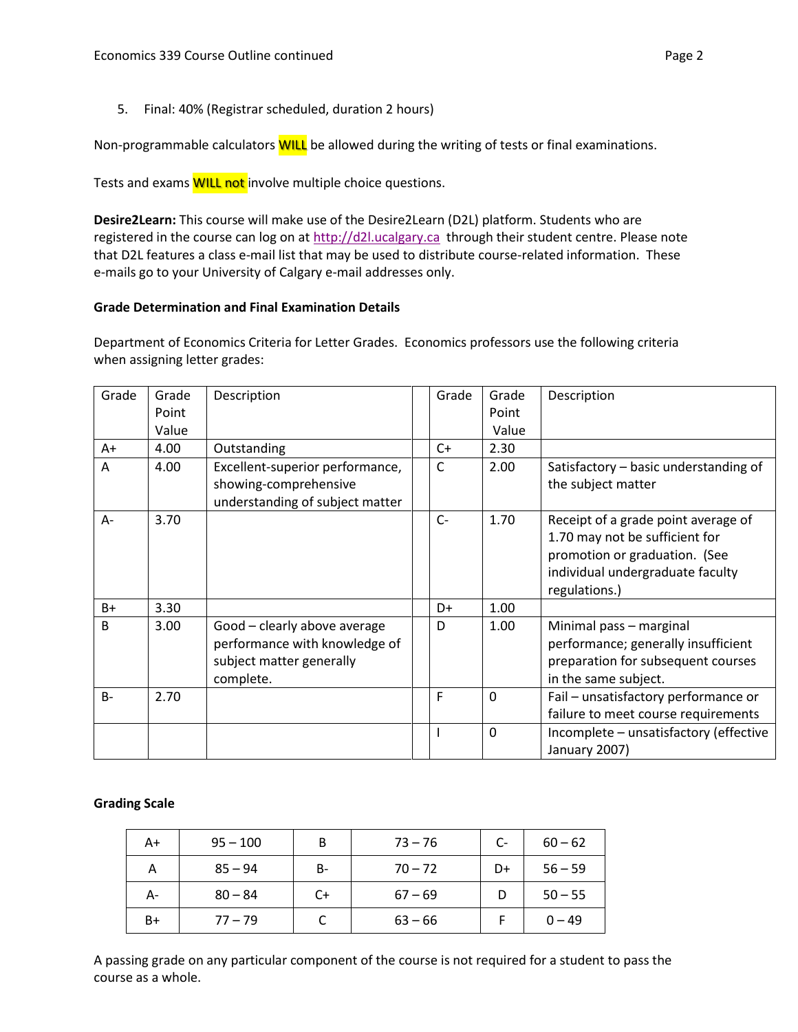5. Final: 40% (Registrar scheduled, duration 2 hours)

Non-programmable calculators WILL be allowed during the writing of tests or final examinations.

Tests and exams WILL not involve multiple choice questions.

**Desire2Learn:** This course will make use of the Desire2Learn (D2L) platform. Students who are registered in the course can log on at http://d2l.ucalgary.ca through their student centre. Please note that D2L features a class e-mail list that may be used to distribute course-related information. These e-mails go to your University of Calgary e-mail addresses only.

**Grade Determination and Final Examination Details**

Department of Economics Criteria for Letter Grades. Economics professors use the following criteria when assigning letter grades:

| Grade | Grade Point Value | Description | | Grade | Grade Point Value | Description |
|---|---|---|---|---|---|---|
| A+ | 4.00 | Outstanding | | C+ | 2.30 | |
| A | 4.00 | Excellent-superior performance, showing-comprehensive understanding of subject matter | | C | 2.00 | Satisfactory – basic understanding of the subject matter |
| A- | 3.70 | | | C- | 1.70 | Receipt of a grade point average of 1.70 may not be sufficient for promotion or graduation. (See individual undergraduate faculty regulations.) |
| B+ | 3.30 | | | D+ | 1.00 | |
| B | 3.00 | Good – clearly above average performance with knowledge of subject matter generally complete. | | D | 1.00 | Minimal pass – marginal performance; generally insufficient preparation for subsequent courses in the same subject. |
| B- | 2.70 | | | F | 0 | Fail – unsatisfactory performance or failure to meet course requirements |
| | | | | I | 0 | Incomplete – unsatisfactory (effective January 2007) |

**Grading Scale**

| | | | | | |
|---|---|---|---|---|---|
| A+ | 95 – 100 | B | 73 – 76 | C- | 60 – 62 |
| A | 85 – 94 | B- | 70 – 72 | D+ | 56 – 59 |
| A- | 80 – 84 | C+ | 67 – 69 | D | 50 – 55 |
| B+ | 77 – 79 | C | 63 – 66 | F | 0 – 49 |

A passing grade on any particular component of the course is not required for a student to pass the course as a whole.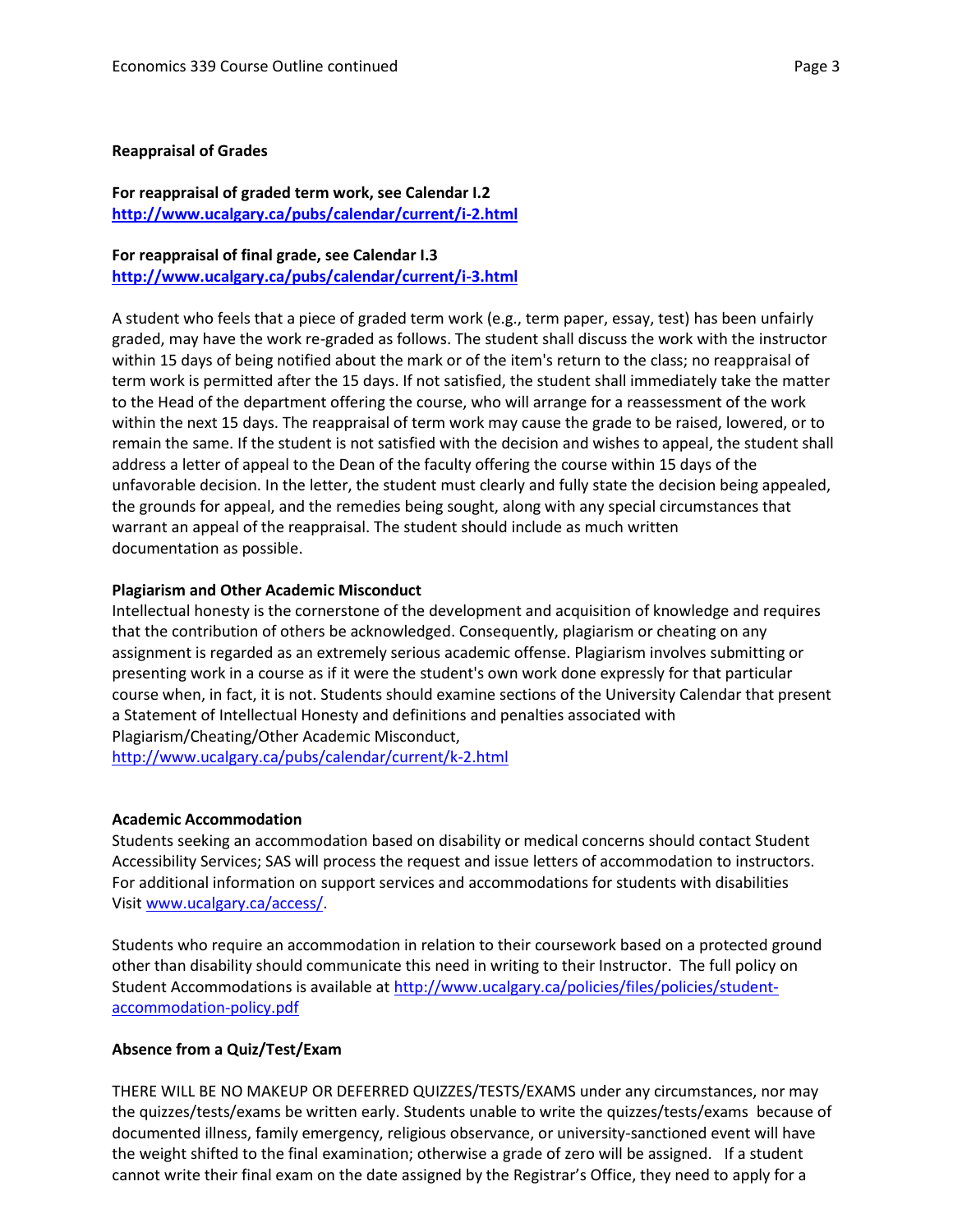**Reappraisal of Grades**

**For reappraisal of graded term work, see Calendar I.2**
**http://www.ucalgary.ca/pubs/calendar/current/i-2.html**

**For reappraisal of final grade, see Calendar I.3**
**http://www.ucalgary.ca/pubs/calendar/current/i-3.html**

A student who feels that a piece of graded term work (e.g., term paper, essay, test) has been unfairly graded, may have the work re-graded as follows. The student shall discuss the work with the instructor within 15 days of being notified about the mark or of the item's return to the class; no reappraisal of term work is permitted after the 15 days. If not satisfied, the student shall immediately take the matter to the Head of the department offering the course, who will arrange for a reassessment of the work within the next 15 days. The reappraisal of term work may cause the grade to be raised, lowered, or to remain the same. If the student is not satisfied with the decision and wishes to appeal, the student shall address a letter of appeal to the Dean of the faculty offering the course within 15 days of the unfavorable decision. In the letter, the student must clearly and fully state the decision being appealed, the grounds for appeal, and the remedies being sought, along with any special circumstances that warrant an appeal of the reappraisal. The student should include as much written documentation as possible.

**Plagiarism and Other Academic Misconduct**

Intellectual honesty is the cornerstone of the development and acquisition of knowledge and requires that the contribution of others be acknowledged. Consequently, plagiarism or cheating on any assignment is regarded as an extremely serious academic offense. Plagiarism involves submitting or presenting work in a course as if it were the student's own work done expressly for that particular course when, in fact, it is not. Students should examine sections of the University Calendar that present a Statement of Intellectual Honesty and definitions and penalties associated with Plagiarism/Cheating/Other Academic Misconduct,
http://www.ucalgary.ca/pubs/calendar/current/k-2.html

**Academic Accommodation**

Students seeking an accommodation based on disability or medical concerns should contact Student Accessibility Services; SAS will process the request and issue letters of accommodation to instructors. For additional information on support services and accommodations for students with disabilities Visit www.ucalgary.ca/access/.

Students who require an accommodation in relation to their coursework based on a protected ground other than disability should communicate this need in writing to their Instructor. The full policy on Student Accommodations is available at http://www.ucalgary.ca/policies/files/policies/student-accommodation-policy.pdf

**Absence from a Quiz/Test/Exam**

THERE WILL BE NO MAKEUP OR DEFERRED QUIZZES/TESTS/EXAMS under any circumstances, nor may the quizzes/tests/exams be written early. Students unable to write the quizzes/tests/exams because of documented illness, family emergency, religious observance, or university-sanctioned event will have the weight shifted to the final examination; otherwise a grade of zero will be assigned. If a student cannot write their final exam on the date assigned by the Registrar's Office, they need to apply for a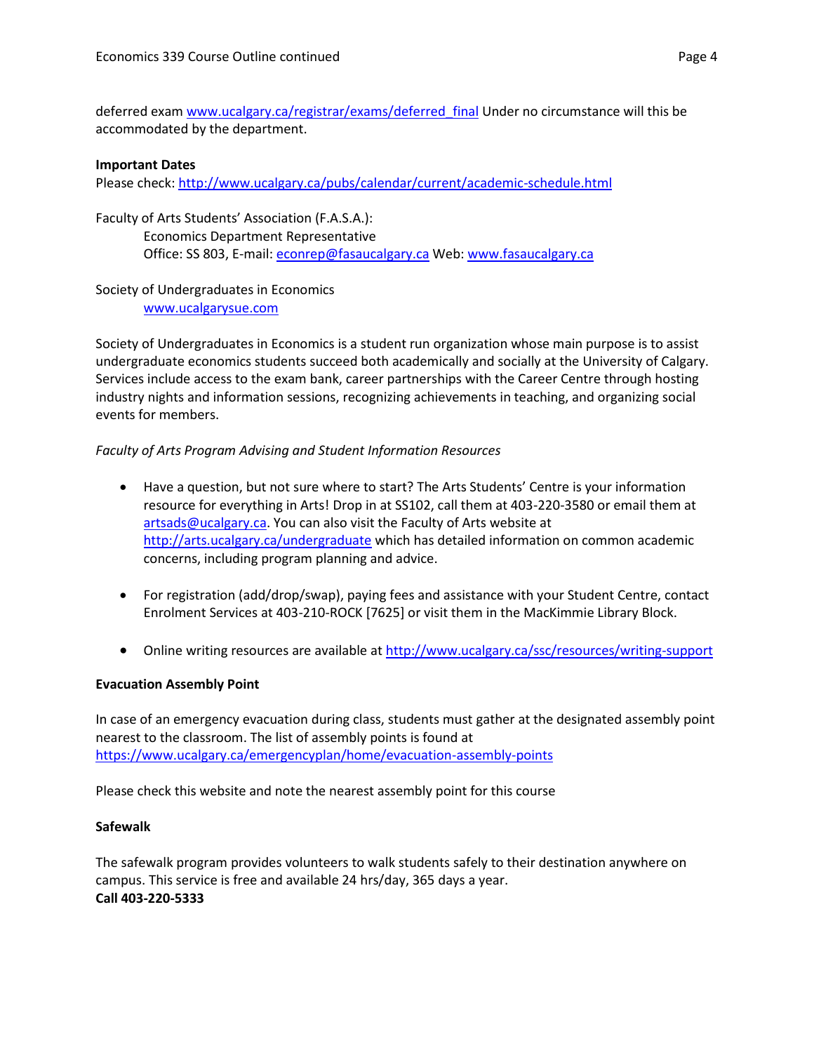deferred exam www.ucalgary.ca/registrar/exams/deferred_final Under no circumstance will this be accommodated by the department.

**Important Dates**
Please check: http://www.ucalgary.ca/pubs/calendar/current/academic-schedule.html

Faculty of Arts Students' Association (F.A.S.A.):
Economics Department Representative
Office: SS 803, E-mail: econrep@fasaucalgary.ca Web: www.fasaucalgary.ca

Society of Undergraduates in Economics
www.ucalgarysue.com

Society of Undergraduates in Economics is a student run organization whose main purpose is to assist undergraduate economics students succeed both academically and socially at the University of Calgary. Services include access to the exam bank, career partnerships with the Career Centre through hosting industry nights and information sessions, recognizing achievements in teaching, and organizing social events for members.

*Faculty of Arts Program Advising and Student Information Resources*

- Have a question, but not sure where to start? The Arts Students' Centre is your information resource for everything in Arts! Drop in at SS102, call them at 403-220-3580 or email them at artsads@ucalgary.ca. You can also visit the Faculty of Arts website at http://arts.ucalgary.ca/undergraduate which has detailed information on common academic concerns, including program planning and advice.
- For registration (add/drop/swap), paying fees and assistance with your Student Centre, contact Enrolment Services at 403-210-ROCK [7625] or visit them in the MacKimmie Library Block.
- Online writing resources are available at http://www.ucalgary.ca/ssc/resources/writing-support

**Evacuation Assembly Point**

In case of an emergency evacuation during class, students must gather at the designated assembly point nearest to the classroom. The list of assembly points is found at https://www.ucalgary.ca/emergencyplan/home/evacuation-assembly-points

Please check this website and note the nearest assembly point for this course

**Safewalk**

The safewalk program provides volunteers to walk students safely to their destination anywhere on campus. This service is free and available 24 hrs/day, 365 days a year.
**Call 403-220-5333**